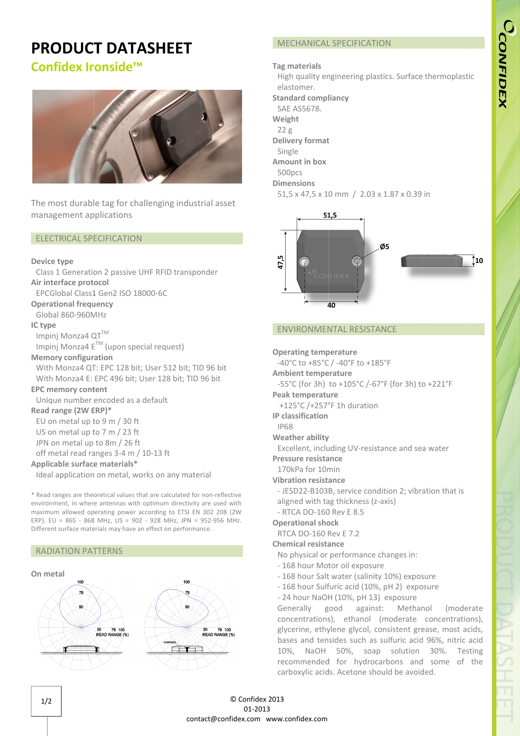# PRODUCT DATASHEET

## Confidex Ironside™

The most durable tag for challenging industrial asset management applications

## ELECTRICAL SPECIFICATION

**Device type**
Class 1 Generation 2 passive UHF RFID transponder

**Air interface protocol**
EPCGlobal Class1 Gen2 ISO 18000-6C

**Operational frequency**
Global 860-960MHz

**IC type**
Impinj Monza4 QT™
Impinj Monza4 E™ (upon special request)

**Memory configuration**
With Monza4 QT: EPC 128 bit; User 512 bit; TID 96 bit
With Monza4 E: EPC 496 bit; User 128 bit; TID 96 bit

**EPC memory content**
Unique number encoded as a default

**Read range (2W ERP)***
EU on metal up to 9 m / 30 ft
US on metal up to 7 m / 23 ft
JPN on metal up to 8m / 26 ft
off metal read ranges 3-4 m / 10-13 ft

**Applicable surface materials***
Ideal application on metal, works on any material

* Read ranges are theoretical values that are calculated for non-reflective environment, in where antennas with optimum directivity are used with maximum allowed operating power according to ETSI EN 302 208 (2W ERP). EU = 865 - 868 MHz, US = 902 - 928 MHz, JPN = 952-956 MHz. Different surface materials may have an effect on performance.

## RADIATION PATTERNS

**On metal**

## MECHANICAL SPECIFICATION

**Tag materials**
High quality engineering plastics. Surface thermoplastic elastomer.

**Standard compliancy**
SAE AS5678.

**Weight**
22 g

**Delivery format**
Single

**Amount in box**
500pcs

**Dimensions**
51,5 x 47,5 x 10 mm / 2.03 x 1.87 x 0.39 in

## ENVIRONMENTAL RESISTANCE

**Operating temperature**
-40°C to +85°C / -40°F to +185°F

**Ambient temperature**
-55°C (for 3h) to +105°C /-67°F (for 3h) to +221°F

**Peak temperature**
+125°C /+257°F 1h duration

**IP classification**
IP68

**Weather ability**
Excellent, including UV-resistance and sea water

**Pressure resistance**
170kPa for 10min

**Vibration resistance**
- JESD22-B103B, service condition 2; vibration that is aligned with tag thickness (z-axis)
- RTCA DO-160 Rev E 8.5

**Operational shock**
RTCA DO-160 Rev E 7.2

**Chemical resistance**
No physical or performance changes in:
- 168 hour Motor oil exposure
- 168 hour Salt water (salinity 10%) exposure
- 168 hour Sulfuric acid (10%, pH 2) exposure
- 24 hour NaOH (10%, pH 13) exposure

Generally good against: Methanol (moderate concentrations), ethanol (moderate concentrations), glycerine, ethylene glycol, consistent grease, most acids, bases and tensides such as sulfuric acid 96%, nitric acid 10%, NaOH 50%, soap solution 30%. Testing recommended for hydrocarbons and some of the carboxylic acids. Acetone should be avoided.

© Confidex 2013
01-2013
contact@confidex.com www.confidex.com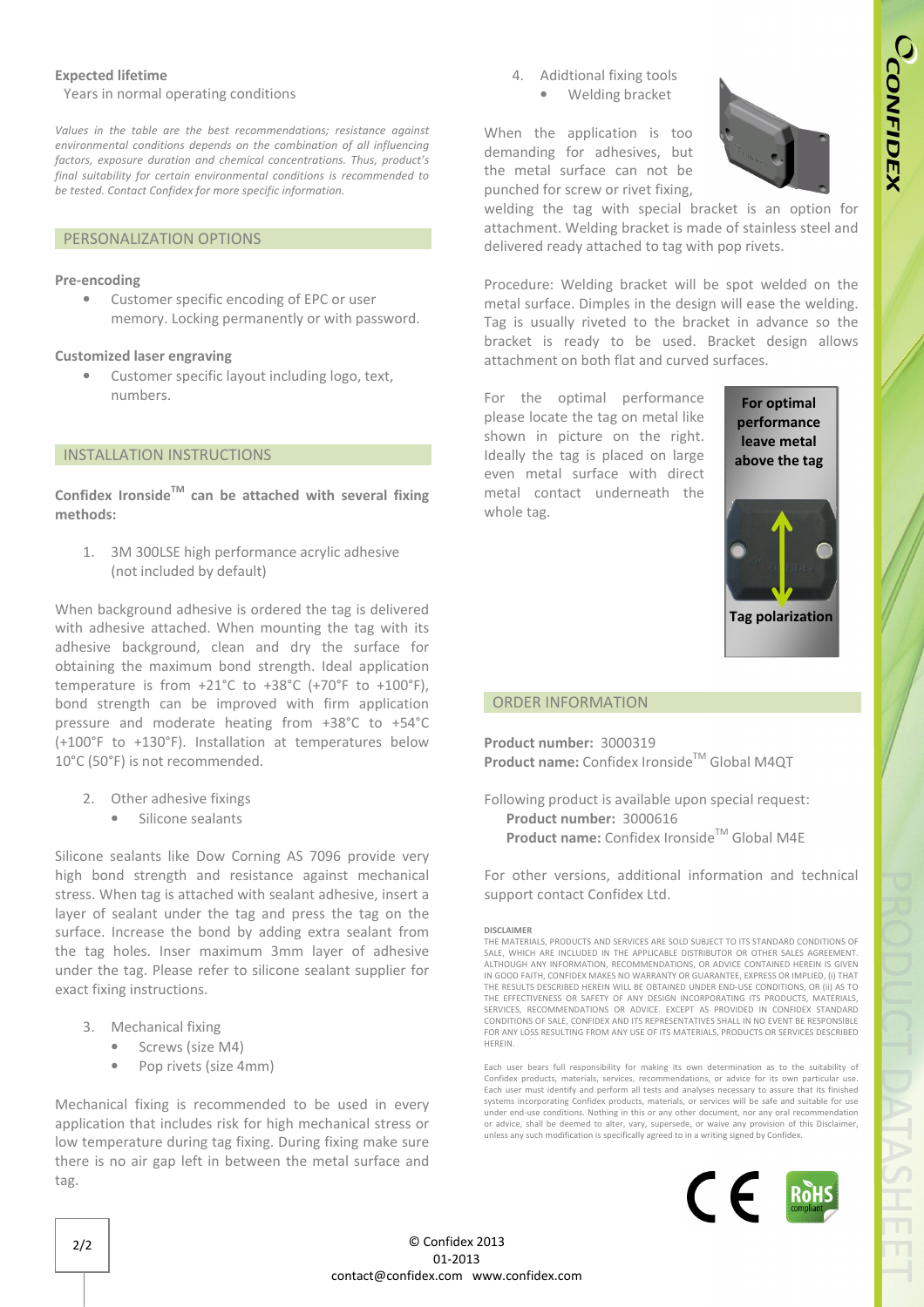**Expected lifetime**

Years in normal operating conditions

*Values in the table are the best recommendations; resistance against environmental conditions depends on the combination of all influencing factors, exposure duration and chemical concentrations. Thus, product's final suitability for certain environmental conditions is recommended to be tested. Contact Confidex for more specific information.*

## PERSONALIZATION OPTIONS

**Pre-encoding**

- Customer specific encoding of EPC or user memory. Locking permanently or with password.

**Customized laser engraving**

- Customer specific layout including logo, text, numbers.

## INSTALLATION INSTRUCTIONS

**Confidex Ironside™ can be attached with several fixing methods:**

1. 3M 300LSE high performance acrylic adhesive (not included by default)

When background adhesive is ordered the tag is delivered with adhesive attached. When mounting the tag with its adhesive background, clean and dry the surface for obtaining the maximum bond strength. Ideal application temperature is from +21°C to +38°C (+70°F to +100°F), bond strength can be improved with firm application pressure and moderate heating from +38°C to +54°C (+100°F to +130°F). Installation at temperatures below 10°C (50°F) is not recommended.

2. Other adhesive fixings
   - Silicone sealants

Silicone sealants like Dow Corning AS 7096 provide very high bond strength and resistance against mechanical stress. When tag is attached with sealant adhesive, insert a layer of sealant under the tag and press the tag on the surface. Increase the bond by adding extra sealant from the tag holes. Inser maximum 3mm layer of adhesive under the tag. Please refer to silicone sealant supplier for exact fixing instructions.

3. Mechanical fixing
   - Screws (size M4)
   - Pop rivets (size 4mm)

Mechanical fixing is recommended to be used in every application that includes risk for high mechanical stress or low temperature during tag fixing. During fixing make sure there is no air gap left in between the metal surface and tag.

4. Adidtional fixing tools
   - Welding bracket

When the application is too demanding for adhesives, but the metal surface can not be punched for screw or rivet fixing, welding the tag with special bracket is an option for attachment. Welding bracket is made of stainless steel and delivered ready attached to tag with pop rivets.

Procedure: Welding bracket will be spot welded on the metal surface. Dimples in the design will ease the welding. Tag is usually riveted to the bracket in advance so the bracket is ready to be used. Bracket design allows attachment on both flat and curved surfaces.

For the optimal performance please locate the tag on metal like shown in picture on the right. Ideally the tag is placed on large even metal surface with direct metal contact underneath the whole tag.

**For optimal performance leave metal above the tag**

**Tag polarization**

## ORDER INFORMATION

**Product number:** 3000319
**Product name:** Confidex Ironside™ Global M4QT

Following product is available upon special request:
**Product number:** 3000616
**Product name:** Confidex Ironside™ Global M4E

For other versions, additional information and technical support contact Confidex Ltd.

DISCLAIMER
THE MATERIALS, PRODUCTS AND SERVICES ARE SOLD SUBJECT TO ITS STANDARD CONDITIONS OF SALE, WHICH ARE INCLUDED IN THE APPLICABLE DISTRIBUTOR OR OTHER SALES AGREEMENT. ALTHOUGH ANY INFORMATION, RECOMMENDATIONS, OR ADVICE CONTAINED HEREIN IS GIVEN IN GOOD FAITH, CONFIDEX MAKES NO WARRANTY OR GUARANTEE, EXPRESS OR IMPLIED, (I) THAT THE RESULTS DESCRIBED HEREIN WILL BE OBTAINED UNDER END-USE CONDITIONS, OR (II) AS TO THE EFFECTIVENESS OR SAFETY OF ANY DESIGN INCORPORATING ITS PRODUCTS, MATERIALS, SERVICES, RECOMMENDATIONS OR ADVICE. EXCEPT AS PROVIDED IN CONFIDEX STANDARD CONDITIONS OF SALE, CONFIDEX AND ITS REPRESENTATIVES SHALL IN NO EVENT BE RESPONSIBLE FOR ANY LOSS RESULTING FROM ANY USE OF ITS MATERIALS, PRODUCTS OR SERVICES DESCRIBED HEREIN.

Each user bears full responsibility for making its own determination as to the suitability of Confidex products, materials, services, recommendations, or advice for its own particular use. Each user must identify and perform all tests and analyses necessary to assure that its finished systems incorporating Confidex products, materials, or services will be safe and suitable for use under end-use conditions. Nothing in this or any other document, nor any oral recommendation or advice, shall be deemed to alter, vary, supersede, or waive any provision of this Disclaimer, unless any such modification is specifically agreed to in a writing signed by Confidex.

© Confidex 2013
01-2013
contact@confidex.com www.confidex.com